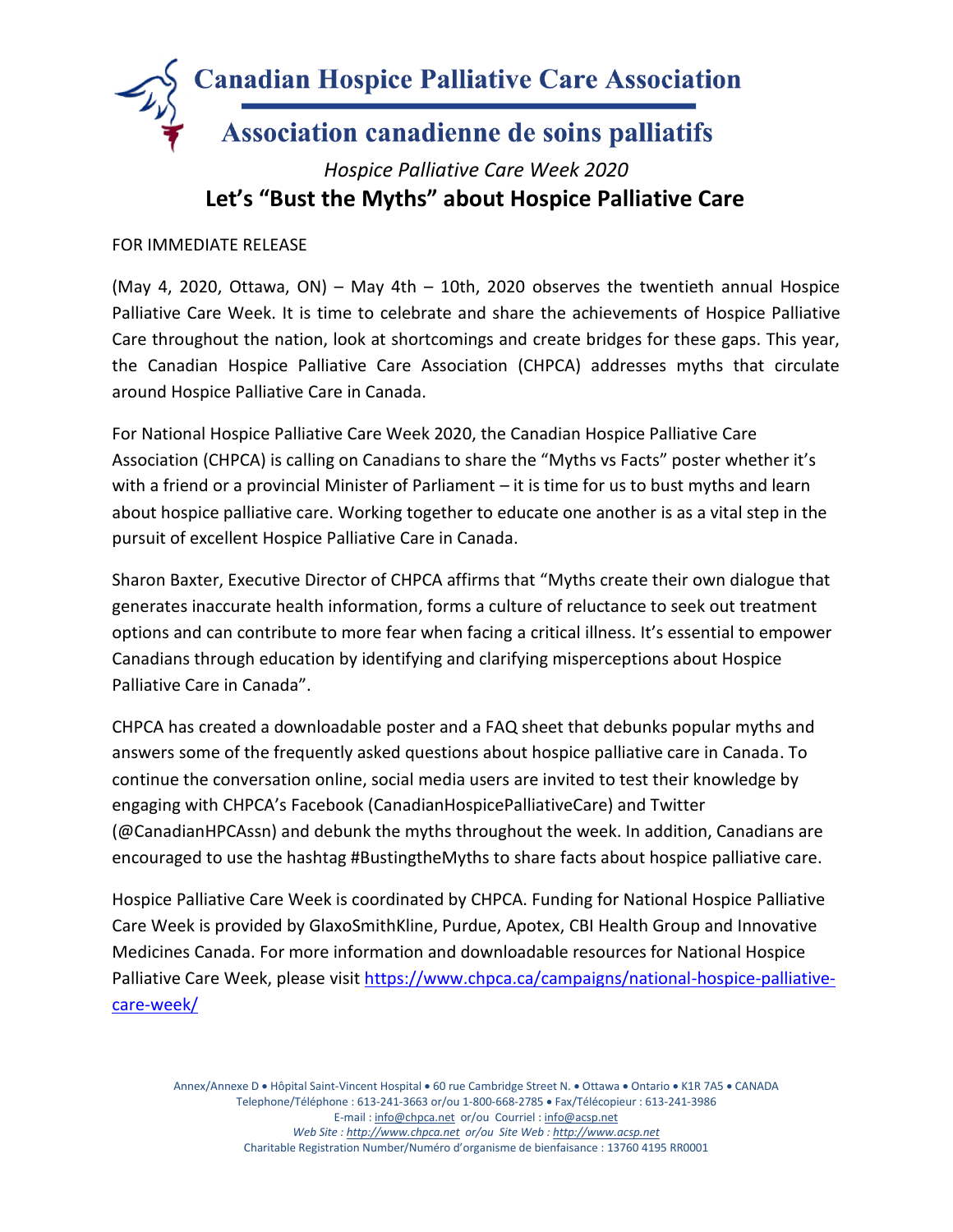# Canadian Hospice Palliative Care Association

# Association canadienne de soins palliatifs

*Hospice Palliative Care Week 2020*

## Let's "Bust the Myths" about Hospice Palliative Care

FOR IMMEDIATE RELEASE

(May 4, 2020, Ottawa, ON) – May 4th – 10th, 2020 observes the twentieth annual Hospice Palliative Care Week. It is time to celebrate and share the achievements of Hospice Palliative Care throughout the nation, look at shortcomings and create bridges for these gaps. This year, the Canadian Hospice Palliative Care Association (CHPCA) addresses myths that circulate around Hospice Palliative Care in Canada.

For National Hospice Palliative Care Week 2020, the Canadian Hospice Palliative Care Association (CHPCA) is calling on Canadians to share the "Myths vs Facts" poster whether it's with a friend or a provincial Minister of Parliament – it is time for us to bust myths and learn about hospice palliative care. Working together to educate one another is as a vital step in the pursuit of excellent Hospice Palliative Care in Canada.

Sharon Baxter, Executive Director of CHPCA affirms that "Myths create their own dialogue that generates inaccurate health information, forms a culture of reluctance to seek out treatment options and can contribute to more fear when facing a critical illness. It's essential to empower Canadians through education by identifying and clarifying misperceptions about Hospice Palliative Care in Canada".

CHPCA has created a downloadable poster and a FAQ sheet that debunks popular myths and answers some of the frequently asked questions about hospice palliative care in Canada. To continue the conversation online, social media users are invited to test their knowledge by engaging with CHPCA's Facebook (CanadianHospicePalliativeCare) and Twitter (@CanadianHPCAssn) and debunk the myths throughout the week. In addition, Canadians are encouraged to use the hashtag #BustingtheMyths to share facts about hospice palliative care.

Hospice Palliative Care Week is coordinated by CHPCA. Funding for National Hospice Palliative Care Week is provided by GlaxoSmithKline, Purdue, Apotex, CBI Health Group and Innovative Medicines Canada. For more information and downloadable resources for National Hospice Palliative Care Week, please visit https://www.chpca.ca/campaigns/national-hospice-palliative-care-week/

Annex/Annexe D • Hôpital Saint-Vincent Hospital • 60 rue Cambridge Street N. • Ottawa • Ontario • K1R 7A5 • CANADA
Telephone/Téléphone : 613-241-3663 or/ou 1-800-668-2785 • Fax/Télécopieur : 613-241-3986
E-mail : info@chpca.net or/ou Courriel : info@acsp.net
*Web Site : http://www.chpca.net or/ou Site Web : http://www.acsp.net*
Charitable Registration Number/Numéro d'organisme de bienfaisance : 13760 4195 RR0001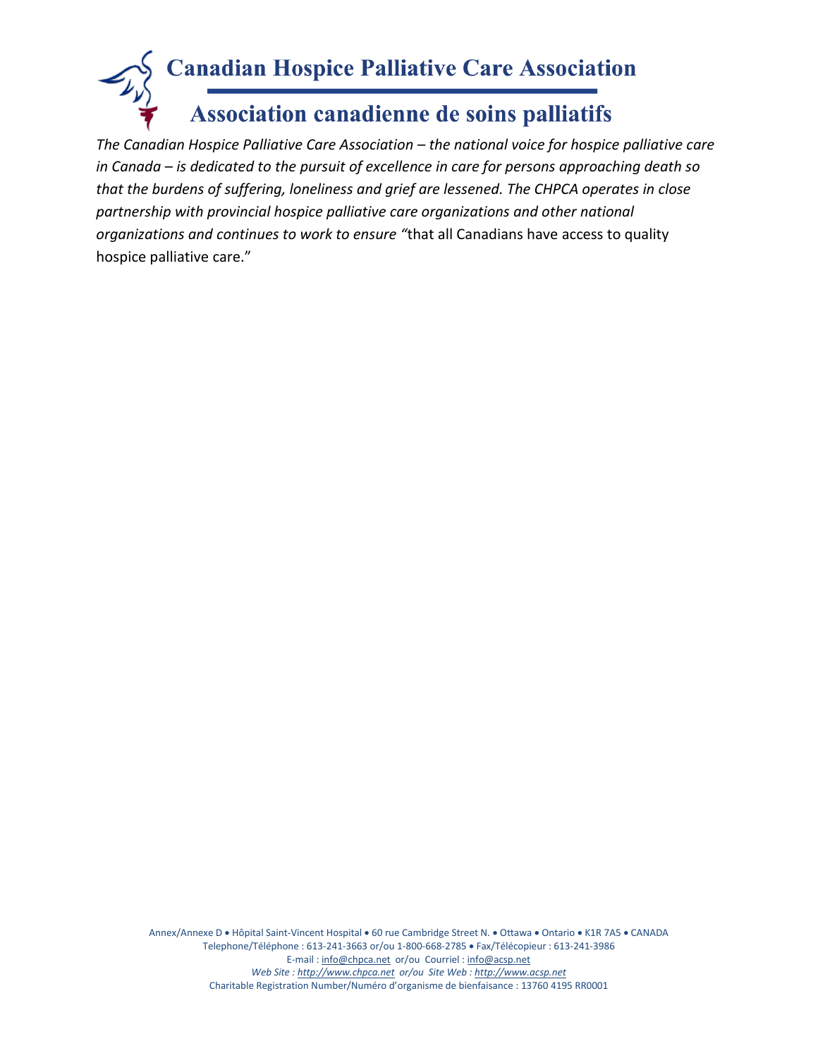*The Canadian Hospice Palliative Care Association – the national voice for hospice palliative care in Canada – is dedicated to the pursuit of excellence in care for persons approaching death so that the burdens of suffering, loneliness and grief are lessened. The CHPCA operates in close partnership with provincial hospice palliative care organizations and other national organizations and continues to work to ensure "*that all Canadians have access to quality hospice palliative care."